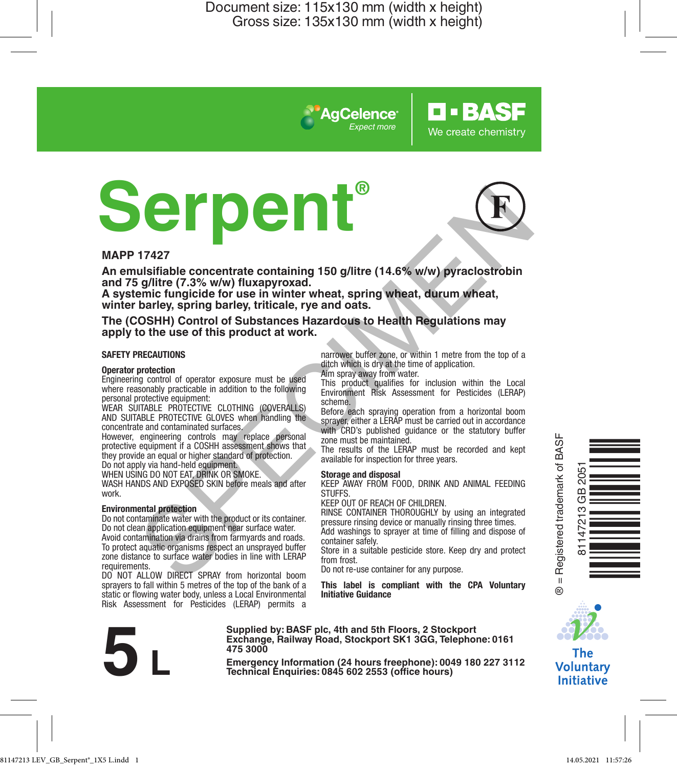Document size: 115x130 mm (width x height)
Gross size: 135x130 mm (width x height)

AgCelence® *Expect more*

BASF We create chemistry

# Serpent®

F

**MAPP 17427**

**An emulsifiable concentrate containing 150 g/litre (14.6% w/w) pyraclostrobin and 75 g/litre (7.3% w/w) fluxapyroxad.**
**A systemic fungicide for use in winter wheat, spring wheat, durum wheat, winter barley, spring barley, triticale, rye and oats.**

**The (COSHH) Control of Substances Hazardous to Health Regulations may apply to the use of this product at work.**

## SAFETY PRECAUTIONS

### Operator protection

Engineering control of operator exposure must be used where reasonably practicable in addition to the following personal protective equipment:
WEAR SUITABLE PROTECTIVE CLOTHING (COVERALLS) AND SUITABLE PROTECTIVE GLOVES when handling the concentrate and contaminated surfaces.
However, engineering controls may replace personal protective equipment if a COSHH assessment shows that they provide an equal or higher standard of protection.
Do not apply via hand-held equipment.
WHEN USING DO NOT EAT, DRINK OR SMOKE.
WASH HANDS AND EXPOSED SKIN before meals and after work.

### Environmental protection

Do not contaminate water with the product or its container.
Do not clean application equipment near surface water.
Avoid contamination via drains from farmyards and roads.
To protect aquatic organisms respect an unsprayed buffer zone distance to surface water bodies in line with LERAP requirements.
DO NOT ALLOW DIRECT SPRAY from horizontal boom sprayers to fall within 5 metres of the top of the bank of a static or flowing water body, unless a Local Environmental Risk Assessment for Pesticides (LERAP) permits a narrower buffer zone, or within 1 metre from the top of a ditch which is dry at the time of application.
Aim spray away from water.
This product qualifies for inclusion within the Local Environment Risk Assessment for Pesticides (LERAP) scheme.
Before each spraying operation from a horizontal boom sprayer, either a LERAP must be carried out in accordance with CRD's published guidance or the statutory buffer zone must be maintained.
The results of the LERAP must be recorded and kept available for inspection for three years.

### Storage and disposal

KEEP AWAY FROM FOOD, DRINK AND ANIMAL FEEDING STUFFS.
KEEP OUT OF REACH OF CHILDREN.
RINSE CONTAINER THOROUGHLY by using an integrated pressure rinsing device or manually rinsing three times.
Add washings to sprayer at time of filling and dispose of container safely.
Store in a suitable pesticide store. Keep dry and protect from frost.
Do not re-use container for any purpose.

**This label is compliant with the CPA Voluntary Initiative Guidance**

® = Registered trademark of BASF

81147213 GB 2051

The Voluntary Initiative

# 5 L

**Supplied by: BASF plc, 4th and 5th Floors, 2 Stockport Exchange, Railway Road, Stockport SK1 3GG, Telephone: 0161 475 3000**

**Emergency Information (24 hours freephone): 0049 180 227 3112**
**Technical Enquiries: 0845 602 2553 (office hours)**

81147213 LEV_GB_Serpent®_1X5 L.indd 1 14.05.2021 11:57:26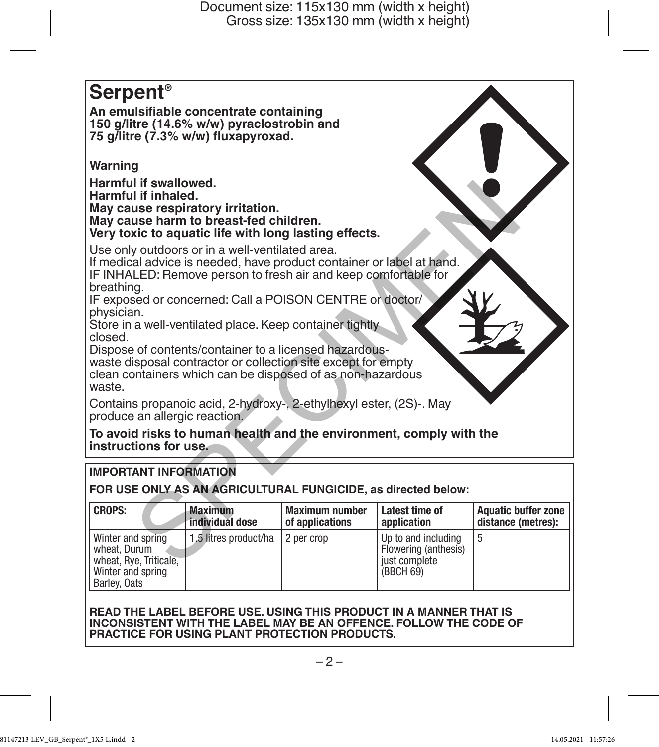# Serpent®

**An emulsifiable concentrate containing 150 g/litre (14.6% w/w) pyraclostrobin and 75 g/litre (7.3% w/w) fluxapyroxad.**

**Warning**

**Harmful if swallowed.**
**Harmful if inhaled.**
**May cause respiratory irritation.**
**May cause harm to breast-fed children.**
**Very toxic to aquatic life with long lasting effects.**

Use only outdoors or in a well-ventilated area.
If medical advice is needed, have product container or label at hand.
IF INHALED: Remove person to fresh air and keep comfortable for breathing.
IF exposed or concerned: Call a POISON CENTRE or doctor/physician.
Store in a well-ventilated place. Keep container tightly closed.
Dispose of contents/container to a licensed hazardous-waste disposal contractor or collection site except for empty clean containers which can be disposed of as non-hazardous waste.

Contains propanoic acid, 2-hydroxy-, 2-ethylhexyl ester, (2S)-. May produce an allergic reaction.

**To avoid risks to human health and the environment, comply with the instructions for use.**

**IMPORTANT INFORMATION**

**FOR USE ONLY AS AN AGRICULTURAL FUNGICIDE, as directed below:**

| CROPS: | Maximum individual dose | Maximum number of applications | Latest time of application | Aquatic buffer zone distance (metres): |
|---|---|---|---|---|
| Winter and spring wheat, Durum wheat, Rye, Triticale, Winter and spring Barley, Oats | 1.5 litres product/ha | 2 per crop | Up to and including Flowering (anthesis) just complete (BBCH 69) | 5 |

**READ THE LABEL BEFORE USE. USING THIS PRODUCT IN A MANNER THAT IS INCONSISTENT WITH THE LABEL MAY BE AN OFFENCE. FOLLOW THE CODE OF PRACTICE FOR USING PLANT PROTECTION PRODUCTS.**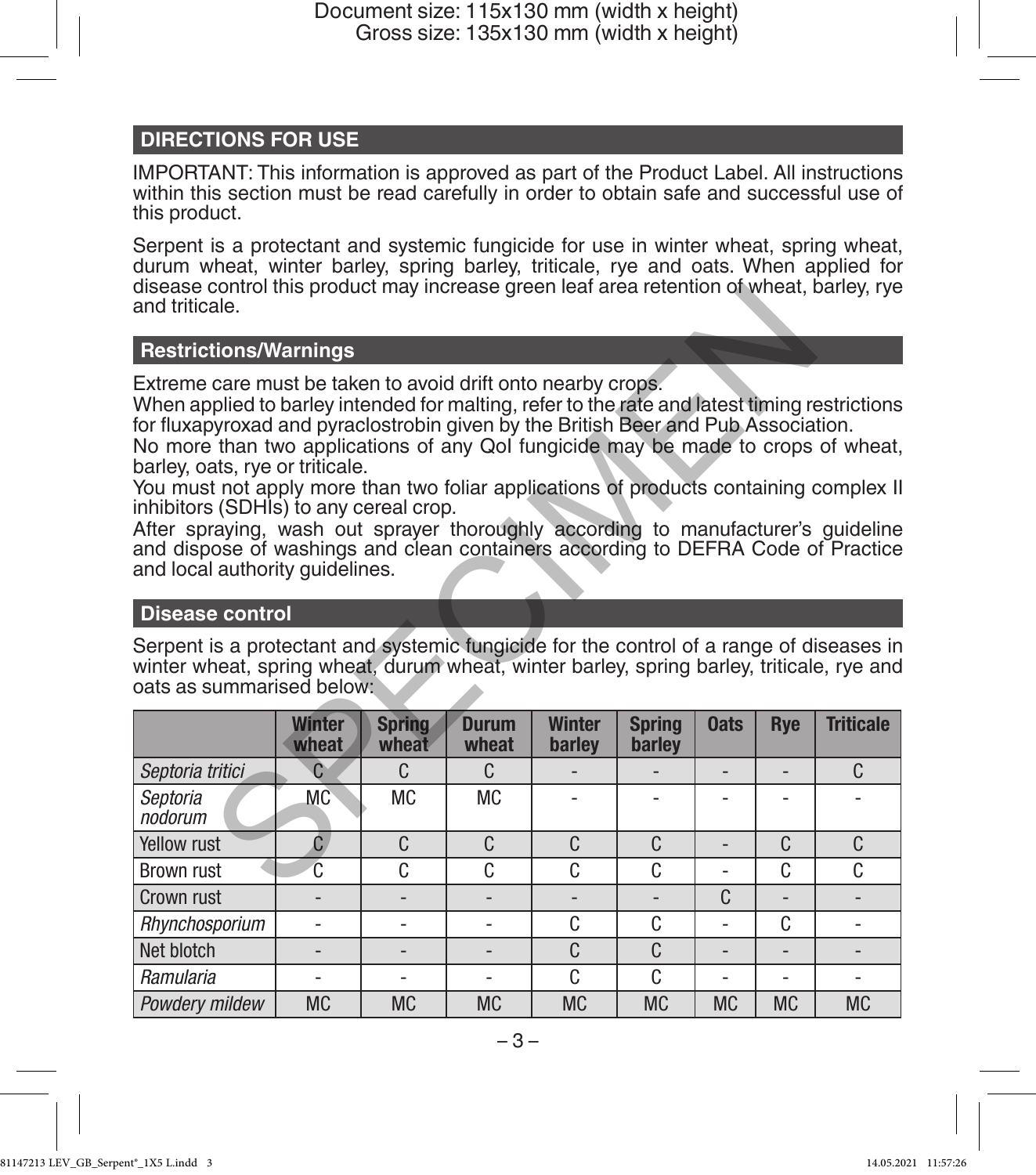## DIRECTIONS FOR USE

IMPORTANT: This information is approved as part of the Product Label. All instructions within this section must be read carefully in order to obtain safe and successful use of this product.

Serpent is a protectant and systemic fungicide for use in winter wheat, spring wheat, durum wheat, winter barley, spring barley, triticale, rye and oats. When applied for disease control this product may increase green leaf area retention of wheat, barley, rye and triticale.

### Restrictions/Warnings

Extreme care must be taken to avoid drift onto nearby crops.
When applied to barley intended for malting, refer to the rate and latest timing restrictions for fluxapyroxad and pyraclostrobin given by the British Beer and Pub Association.
No more than two applications of any QoI fungicide may be made to crops of wheat, barley, oats, rye or triticale.
You must not apply more than two foliar applications of products containing complex II inhibitors (SDHIs) to any cereal crop.
After spraying, wash out sprayer thoroughly according to manufacturer's guideline and dispose of washings and clean containers according to DEFRA Code of Practice and local authority guidelines.

### Disease control

Serpent is a protectant and systemic fungicide for the control of a range of diseases in winter wheat, spring wheat, durum wheat, winter barley, spring barley, triticale, rye and oats as summarised below:

| | Winter wheat | Spring wheat | Durum wheat | Winter barley | Spring barley | Oats | Rye | Triticale |
|---|---|---|---|---|---|---|---|---|
| *Septoria tritici* | C | C | C | - | - | - | - | C |
| *Septoria nodorum* | MC | MC | MC | - | - | - | - | - |
| Yellow rust | C | C | C | C | C | - | C | C |
| Brown rust | C | C | C | C | C | - | C | C |
| Crown rust | - | - | - | - | - | C | - | - |
| *Rhynchosporium* | - | - | - | C | C | - | C | - |
| Net blotch | - | - | - | C | C | - | - | - |
| *Ramularia* | - | - | - | C | C | - | - | - |
| *Powdery mildew* | MC | MC | MC | MC | MC | MC | MC | MC |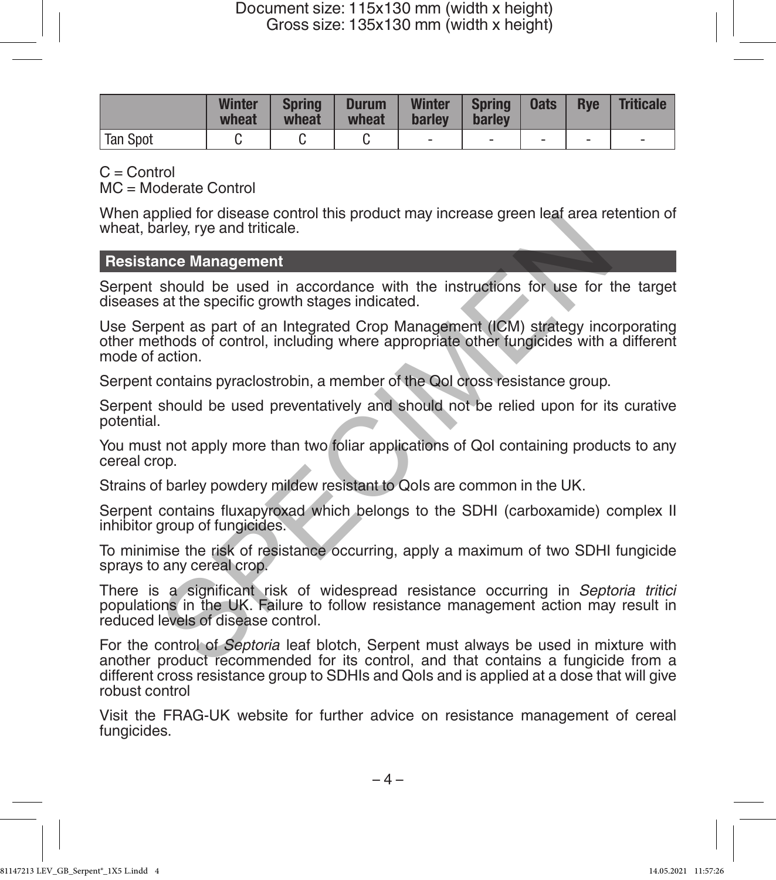| | Winter wheat | Spring wheat | Durum wheat | Winter barley | Spring barley | Oats | Rye | Triticale |
|---|---|---|---|---|---|---|---|---|
| Tan Spot | C | C | C | - | - | - | - | - |

C = Control
MC = Moderate Control

When applied for disease control this product may increase green leaf area retention of wheat, barley, rye and triticale.

## Resistance Management

Serpent should be used in accordance with the instructions for use for the target diseases at the specific growth stages indicated.

Use Serpent as part of an Integrated Crop Management (ICM) strategy incorporating other methods of control, including where appropriate other fungicides with a different mode of action.

Serpent contains pyraclostrobin, a member of the QoI cross resistance group.

Serpent should be used preventatively and should not be relied upon for its curative potential.

You must not apply more than two foliar applications of QoI containing products to any cereal crop.

Strains of barley powdery mildew resistant to QoIs are common in the UK.

Serpent contains fluxapyroxad which belongs to the SDHI (carboxamide) complex II inhibitor group of fungicides.

To minimise the risk of resistance occurring, apply a maximum of two SDHI fungicide sprays to any cereal crop.

There is a significant risk of widespread resistance occurring in *Septoria tritici* populations in the UK. Failure to follow resistance management action may result in reduced levels of disease control.

For the control of *Septoria* leaf blotch, Serpent must always be used in mixture with another product recommended for its control, and that contains a fungicide from a different cross resistance group to SDHIs and QoIs and is applied at a dose that will give robust control

Visit the FRAG-UK website for further advice on resistance management of cereal fungicides.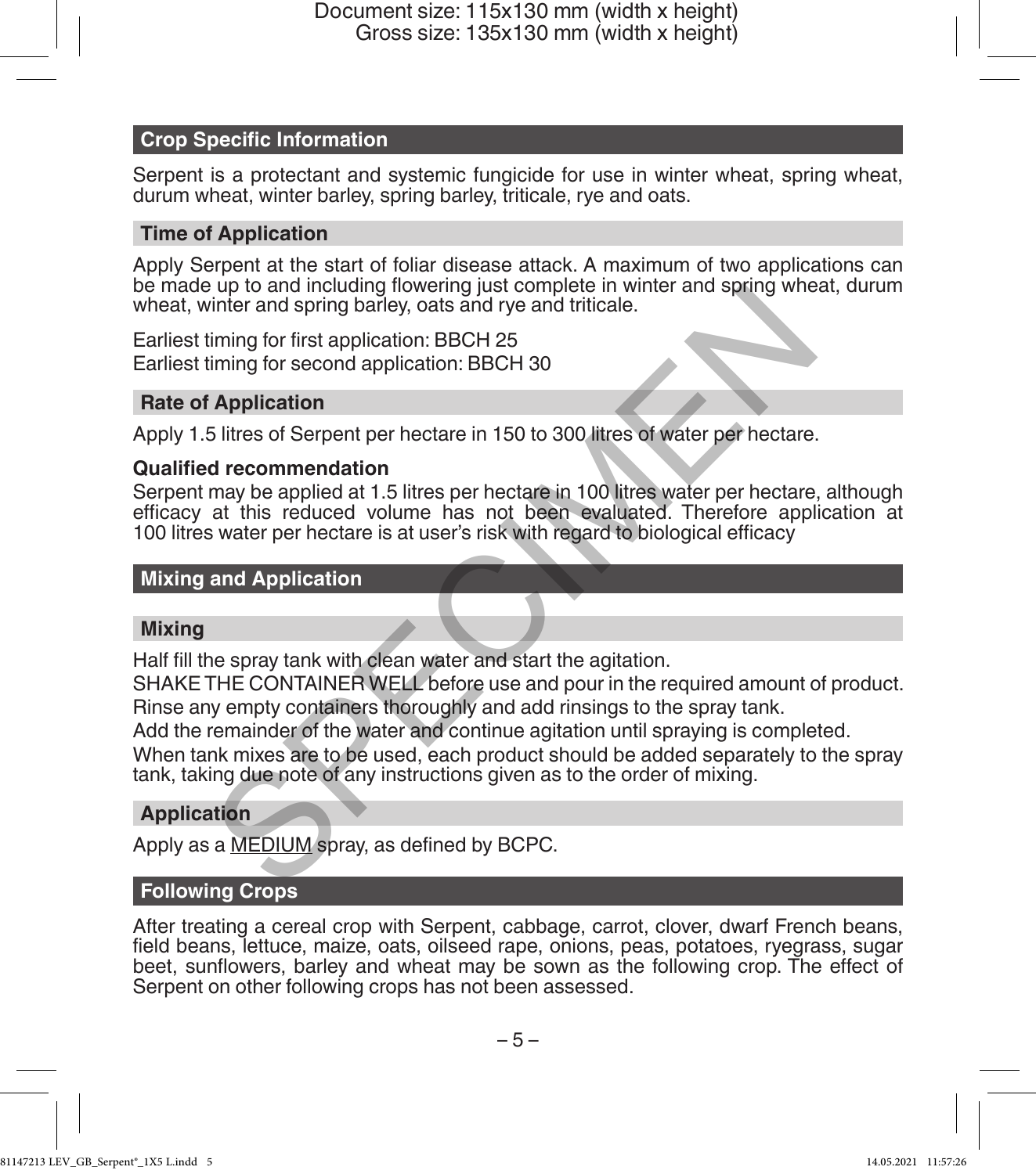## Crop Specific Information

Serpent is a protectant and systemic fungicide for use in winter wheat, spring wheat, durum wheat, winter barley, spring barley, triticale, rye and oats.

### Time of Application

Apply Serpent at the start of foliar disease attack. A maximum of two applications can be made up to and including flowering just complete in winter and spring wheat, durum wheat, winter and spring barley, oats and rye and triticale.

Earliest timing for first application: BBCH 25
Earliest timing for second application: BBCH 30

### Rate of Application

Apply 1.5 litres of Serpent per hectare in 150 to 300 litres of water per hectare.

**Qualified recommendation**
Serpent may be applied at 1.5 litres per hectare in 100 litres water per hectare, although efficacy at this reduced volume has not been evaluated. Therefore application at 100 litres water per hectare is at user's risk with regard to biological efficacy

## Mixing and Application

### Mixing

Half fill the spray tank with clean water and start the agitation.

SHAKE THE CONTAINER WELL before use and pour in the required amount of product.

Rinse any empty containers thoroughly and add rinsings to the spray tank.

Add the remainder of the water and continue agitation until spraying is completed.

When tank mixes are to be used, each product should be added separately to the spray tank, taking due note of any instructions given as to the order of mixing.

### Application

Apply as a MEDIUM spray, as defined by BCPC.

## Following Crops

After treating a cereal crop with Serpent, cabbage, carrot, clover, dwarf French beans, field beans, lettuce, maize, oats, oilseed rape, onions, peas, potatoes, ryegrass, sugar beet, sunflowers, barley and wheat may be sown as the following crop. The effect of Serpent on other following crops has not been assessed.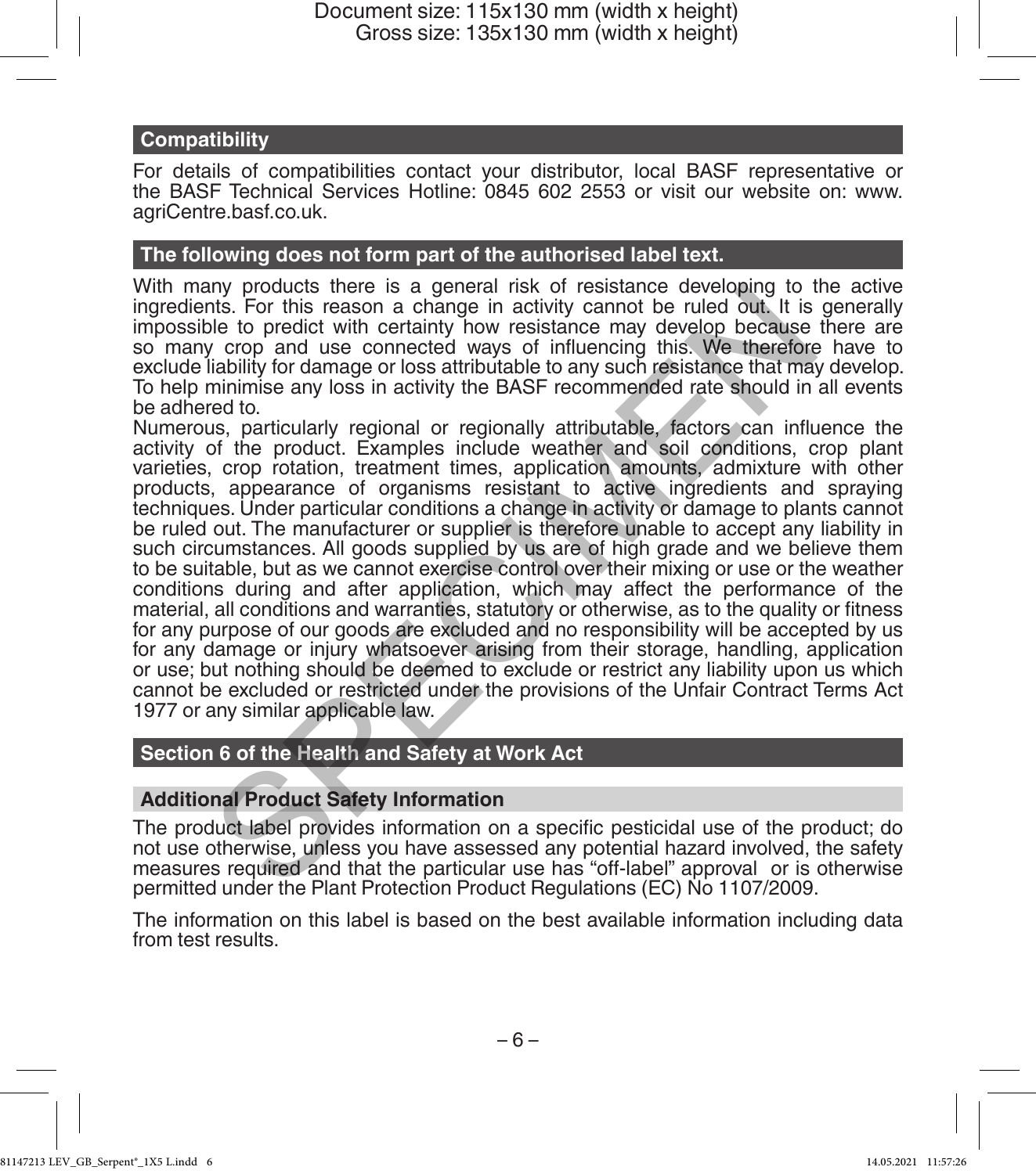## Compatibility

For details of compatibilities contact your distributor, local BASF representative or the BASF Technical Services Hotline: 0845 602 2553 or visit our website on: www.agriCentre.basf.co.uk.

## The following does not form part of the authorised label text.

With many products there is a general risk of resistance developing to the active ingredients. For this reason a change in activity cannot be ruled out. It is generally impossible to predict with certainty how resistance may develop because there are so many crop and use connected ways of influencing this. We therefore have to exclude liability for damage or loss attributable to any such resistance that may develop. To help minimise any loss in activity the BASF recommended rate should in all events be adhered to.

Numerous, particularly regional or regionally attributable, factors can influence the activity of the product. Examples include weather and soil conditions, crop plant varieties, crop rotation, treatment times, application amounts, admixture with other products, appearance of organisms resistant to active ingredients and spraying techniques. Under particular conditions a change in activity or damage to plants cannot be ruled out. The manufacturer or supplier is therefore unable to accept any liability in such circumstances. All goods supplied by us are of high grade and we believe them to be suitable, but as we cannot exercise control over their mixing or use or the weather conditions during and after application, which may affect the performance of the material, all conditions and warranties, statutory or otherwise, as to the quality or fitness for any purpose of our goods are excluded and no responsibility will be accepted by us for any damage or injury whatsoever arising from their storage, handling, application or use; but nothing should be deemed to exclude or restrict any liability upon us which cannot be excluded or restricted under the provisions of the Unfair Contract Terms Act 1977 or any similar applicable law.

## Section 6 of the Health and Safety at Work Act

### Additional Product Safety Information

The product label provides information on a specific pesticidal use of the product; do not use otherwise, unless you have assessed any potential hazard involved, the safety measures required and that the particular use has "off-label" approval or is otherwise permitted under the Plant Protection Product Regulations (EC) No 1107/2009.

The information on this label is based on the best available information including data from test results.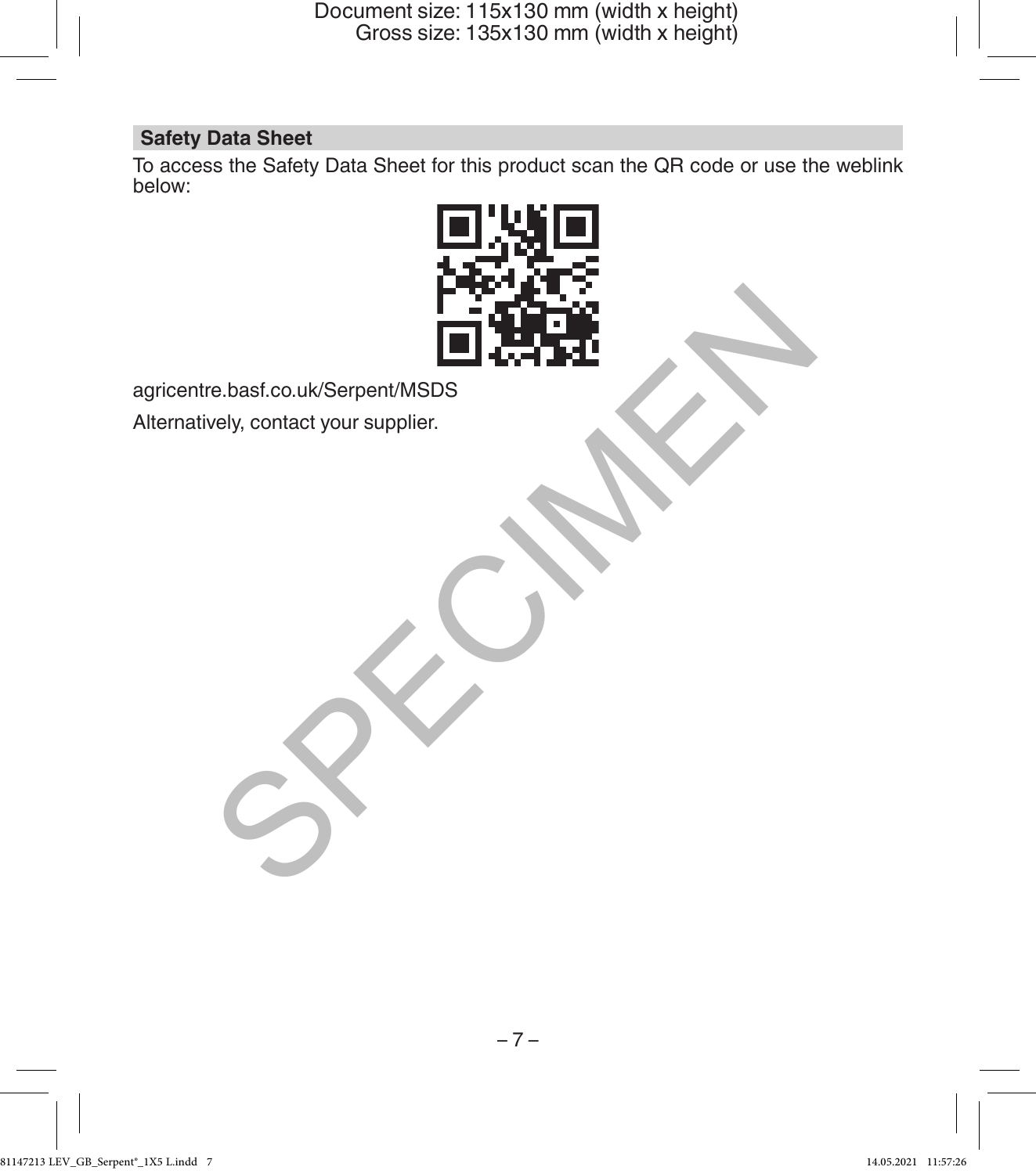## Safety Data Sheet

To access the Safety Data Sheet for this product scan the QR code or use the weblink below:

agricentre.basf.co.uk/Serpent/MSDS

Alternatively, contact your supplier.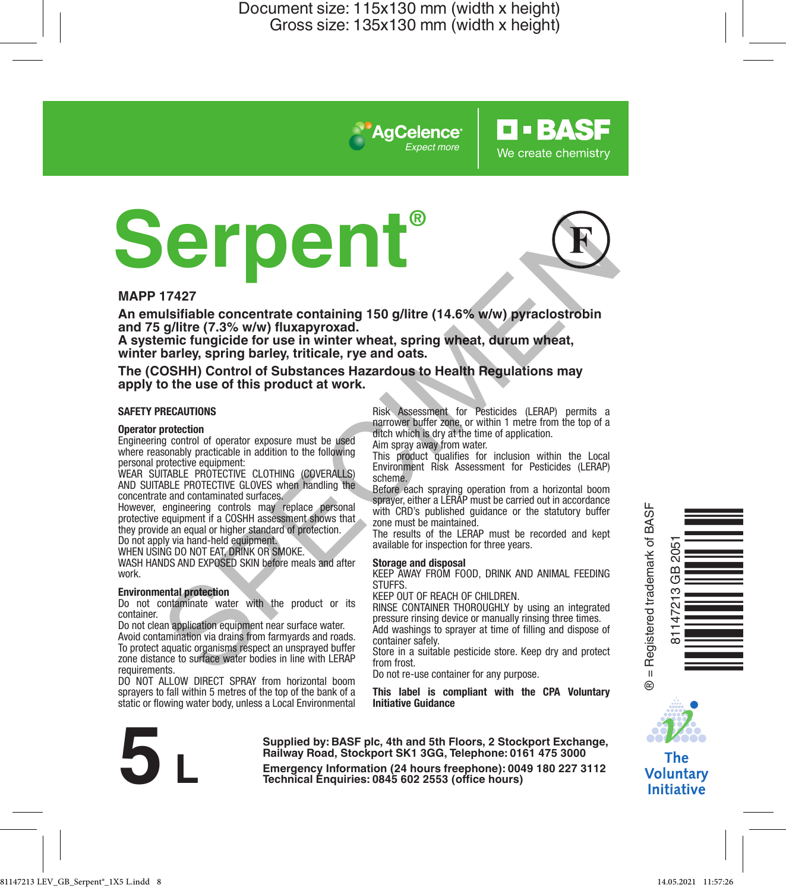Document size: 115x130 mm (width x height)
Gross size: 135x130 mm (width x height)

AgCelence® Expect more

BASF We create chemistry

# Serpent®

F

**MAPP 17427**

**An emulsifiable concentrate containing 150 g/litre (14.6% w/w) pyraclostrobin and 75 g/litre (7.3% w/w) fluxapyroxad.**
**A systemic fungicide for use in winter wheat, spring wheat, durum wheat, winter barley, spring barley, triticale, rye and oats.**

**The (COSHH) Control of Substances Hazardous to Health Regulations may apply to the use of this product at work.**

## SAFETY PRECAUTIONS

### Operator protection

Engineering control of operator exposure must be used where reasonably practicable in addition to the following personal protective equipment:
WEAR SUITABLE PROTECTIVE CLOTHING (COVERALLS) AND SUITABLE PROTECTIVE GLOVES when handling the concentrate and contaminated surfaces.
However, engineering controls may replace personal protective equipment if a COSHH assessment shows that they provide an equal or higher standard of protection.
Do not apply via hand-held equipment.
WHEN USING DO NOT EAT, DRINK OR SMOKE.
WASH HANDS AND EXPOSED SKIN before meals and after work.

### Environmental protection

Do not contaminate water with the product or its container.
Do not clean application equipment near surface water.
Avoid contamination via drains from farmyards and roads.
To protect aquatic organisms respect an unsprayed buffer zone distance to surface water bodies in line with LERAP requirements.
DO NOT ALLOW DIRECT SPRAY from horizontal boom sprayers to fall within 5 metres of the top of the bank of a static or flowing water body, unless a Local Environmental Risk Assessment for Pesticides (LERAP) permits a narrower buffer zone, or within 1 metre from the top of a ditch which is dry at the time of application.
Aim spray away from water.
This product qualifies for inclusion within the Local Environment Risk Assessment for Pesticides (LERAP) scheme.
Before each spraying operation from a horizontal boom sprayer, either a LERAP must be carried out in accordance with CRD's published guidance or the statutory buffer zone must be maintained.
The results of the LERAP must be recorded and kept available for inspection for three years.

### Storage and disposal

KEEP AWAY FROM FOOD, DRINK AND ANIMAL FEEDING STUFFS.
KEEP OUT OF REACH OF CHILDREN.
RINSE CONTAINER THOROUGHLY by using an integrated pressure rinsing device or manually rinsing three times.
Add washings to sprayer at time of filling and dispose of container safely.
Store in a suitable pesticide store. Keep dry and protect from frost.
Do not re-use container for any purpose.

**This label is compliant with the CPA Voluntary Initiative Guidance**

® = Registered trademark of BASF

81147213 GB 2051

The Voluntary Initiative

# 5 L

**Supplied by: BASF plc, 4th and 5th Floors, 2 Stockport Exchange, Railway Road, Stockport SK1 3GG, Telephone: 0161 475 3000**

**Emergency Information (24 hours freephone): 0049 180 227 3112**
**Technical Enquiries: 0845 602 2553 (office hours)**

SPECIMEN